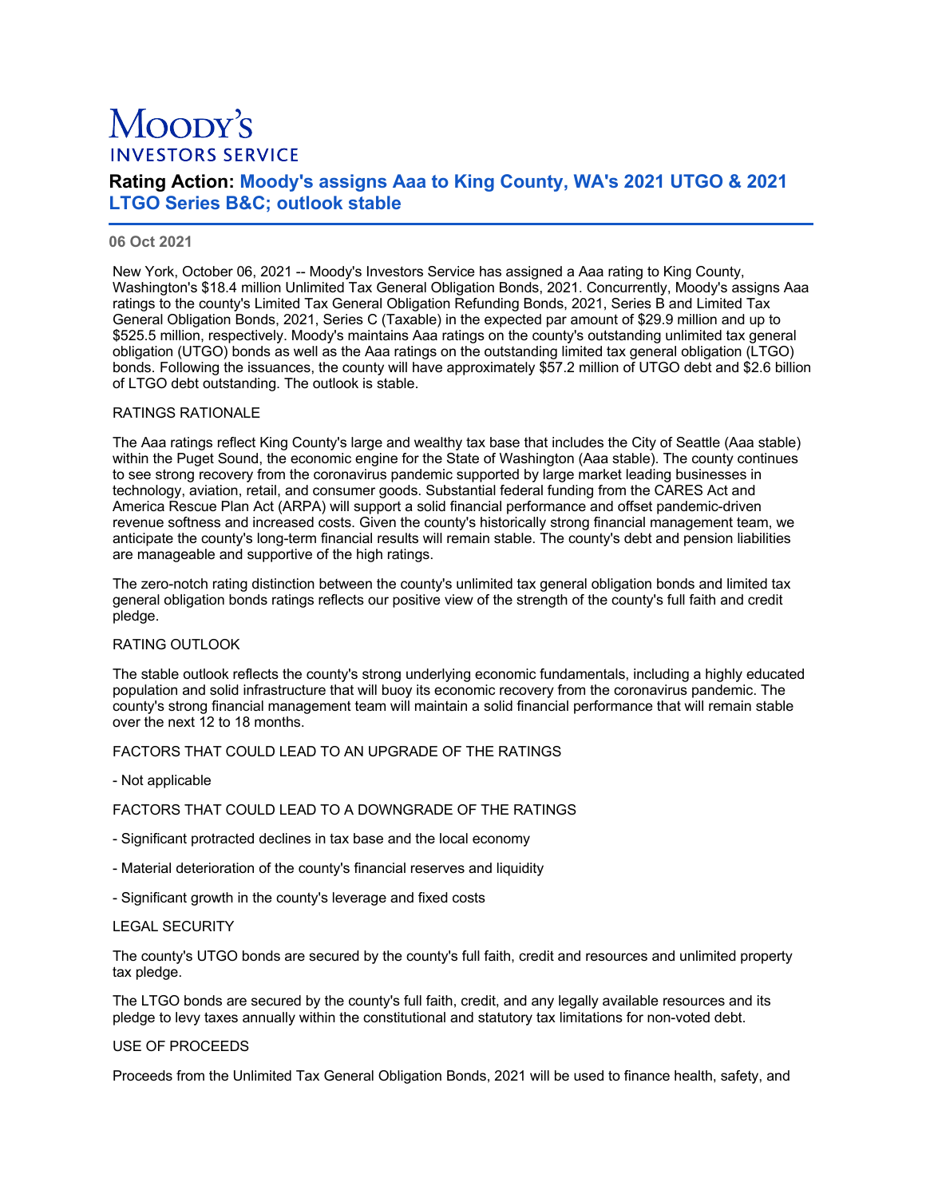# Moody's Investors Service

## Rating Action: Moody's assigns Aaa to King County, WA's 2021 UTGO & 2021 LTGO Series B&C; outlook stable

**06 Oct 2021**

New York, October 06, 2021 -- Moody's Investors Service has assigned a Aaa rating to King County, Washington's $18.4 million Unlimited Tax General Obligation Bonds, 2021. Concurrently, Moody's assigns Aaa ratings to the county's Limited Tax General Obligation Refunding Bonds, 2021, Series B and Limited Tax General Obligation Bonds, 2021, Series C (Taxable) in the expected par amount of $29.9 million and up to $525.5 million, respectively. Moody's maintains Aaa ratings on the county's outstanding unlimited tax general obligation (UTGO) bonds as well as the Aaa ratings on the outstanding limited tax general obligation (LTGO) bonds. Following the issuances, the county will have approximately $57.2 million of UTGO debt and $2.6 billion of LTGO debt outstanding. The outlook is stable.

RATINGS RATIONALE

The Aaa ratings reflect King County's large and wealthy tax base that includes the City of Seattle (Aaa stable) within the Puget Sound, the economic engine for the State of Washington (Aaa stable). The county continues to see strong recovery from the coronavirus pandemic supported by large market leading businesses in technology, aviation, retail, and consumer goods. Substantial federal funding from the CARES Act and America Rescue Plan Act (ARPA) will support a solid financial performance and offset pandemic-driven revenue softness and increased costs. Given the county's historically strong financial management team, we anticipate the county's long-term financial results will remain stable. The county's debt and pension liabilities are manageable and supportive of the high ratings.

The zero-notch rating distinction between the county's unlimited tax general obligation bonds and limited tax general obligation bonds ratings reflects our positive view of the strength of the county's full faith and credit pledge.

RATING OUTLOOK

The stable outlook reflects the county's strong underlying economic fundamentals, including a highly educated population and solid infrastructure that will buoy its economic recovery from the coronavirus pandemic. The county's strong financial management team will maintain a solid financial performance that will remain stable over the next 12 to 18 months.

FACTORS THAT COULD LEAD TO AN UPGRADE OF THE RATINGS

- Not applicable

FACTORS THAT COULD LEAD TO A DOWNGRADE OF THE RATINGS

- Significant protracted declines in tax base and the local economy

- Material deterioration of the county's financial reserves and liquidity

- Significant growth in the county's leverage and fixed costs

LEGAL SECURITY

The county's UTGO bonds are secured by the county's full faith, credit and resources and unlimited property tax pledge.

The LTGO bonds are secured by the county's full faith, credit, and any legally available resources and its pledge to levy taxes annually within the constitutional and statutory tax limitations for non-voted debt.

USE OF PROCEEDS

Proceeds from the Unlimited Tax General Obligation Bonds, 2021 will be used to finance health, safety, and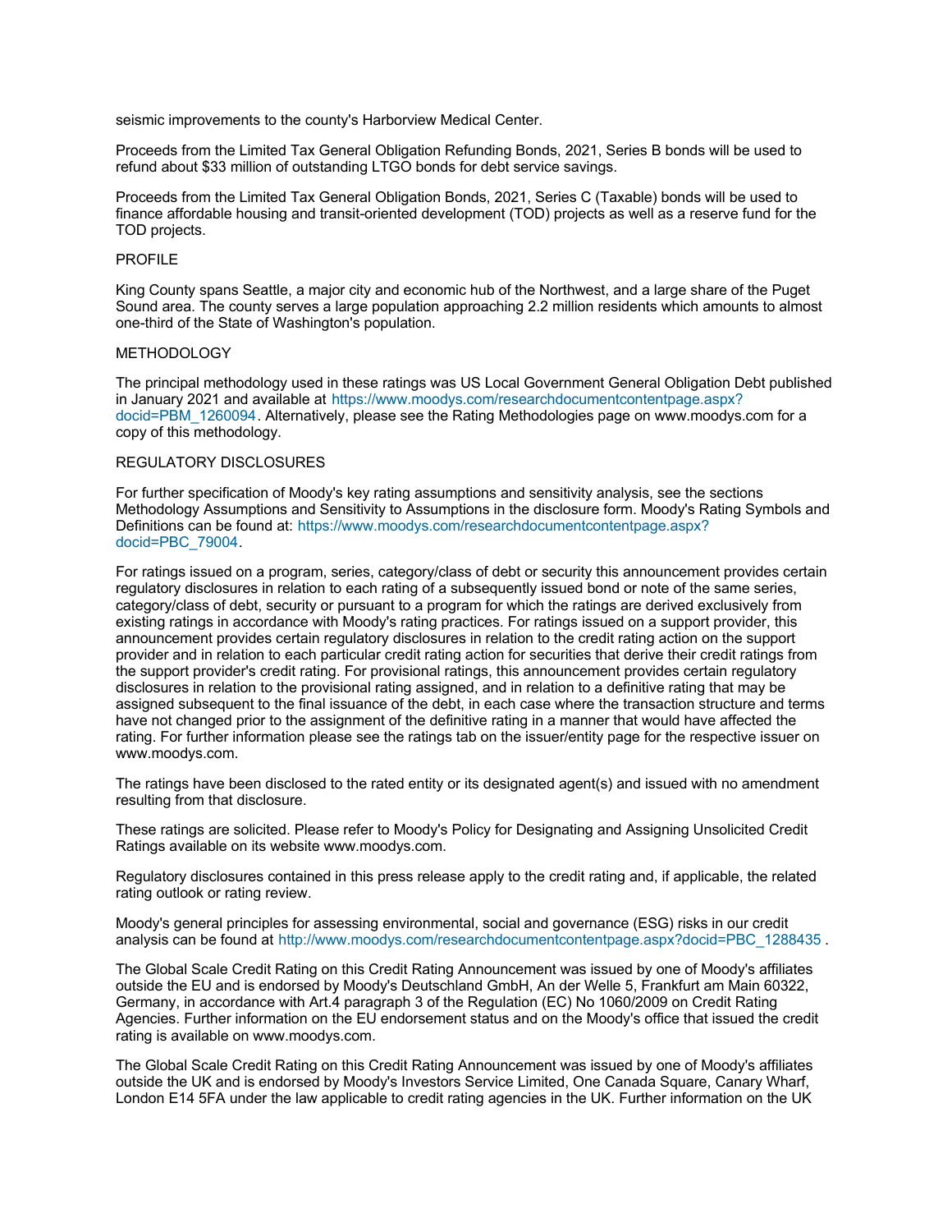seismic improvements to the county's Harborview Medical Center.

Proceeds from the Limited Tax General Obligation Refunding Bonds, 2021, Series B bonds will be used to refund about $33 million of outstanding LTGO bonds for debt service savings.

Proceeds from the Limited Tax General Obligation Bonds, 2021, Series C (Taxable) bonds will be used to finance affordable housing and transit-oriented development (TOD) projects as well as a reserve fund for the TOD projects.

PROFILE

King County spans Seattle, a major city and economic hub of the Northwest, and a large share of the Puget Sound area. The county serves a large population approaching 2.2 million residents which amounts to almost one-third of the State of Washington's population.

METHODOLOGY

The principal methodology used in these ratings was US Local Government General Obligation Debt published in January 2021 and available at https://www.moodys.com/researchdocumentcontentpage.aspx?docid=PBM_1260094. Alternatively, please see the Rating Methodologies page on www.moodys.com for a copy of this methodology.

REGULATORY DISCLOSURES

For further specification of Moody's key rating assumptions and sensitivity analysis, see the sections Methodology Assumptions and Sensitivity to Assumptions in the disclosure form. Moody's Rating Symbols and Definitions can be found at: https://www.moodys.com/researchdocumentcontentpage.aspx?docid=PBC_79004.

For ratings issued on a program, series, category/class of debt or security this announcement provides certain regulatory disclosures in relation to each rating of a subsequently issued bond or note of the same series, category/class of debt, security or pursuant to a program for which the ratings are derived exclusively from existing ratings in accordance with Moody's rating practices. For ratings issued on a support provider, this announcement provides certain regulatory disclosures in relation to the credit rating action on the support provider and in relation to each particular credit rating action for securities that derive their credit ratings from the support provider's credit rating. For provisional ratings, this announcement provides certain regulatory disclosures in relation to the provisional rating assigned, and in relation to a definitive rating that may be assigned subsequent to the final issuance of the debt, in each case where the transaction structure and terms have not changed prior to the assignment of the definitive rating in a manner that would have affected the rating. For further information please see the ratings tab on the issuer/entity page for the respective issuer on www.moodys.com.

The ratings have been disclosed to the rated entity or its designated agent(s) and issued with no amendment resulting from that disclosure.

These ratings are solicited. Please refer to Moody's Policy for Designating and Assigning Unsolicited Credit Ratings available on its website www.moodys.com.

Regulatory disclosures contained in this press release apply to the credit rating and, if applicable, the related rating outlook or rating review.

Moody's general principles for assessing environmental, social and governance (ESG) risks in our credit analysis can be found at http://www.moodys.com/researchdocumentcontentpage.aspx?docid=PBC_1288435 .

The Global Scale Credit Rating on this Credit Rating Announcement was issued by one of Moody's affiliates outside the EU and is endorsed by Moody's Deutschland GmbH, An der Welle 5, Frankfurt am Main 60322, Germany, in accordance with Art.4 paragraph 3 of the Regulation (EC) No 1060/2009 on Credit Rating Agencies. Further information on the EU endorsement status and on the Moody's office that issued the credit rating is available on www.moodys.com.

The Global Scale Credit Rating on this Credit Rating Announcement was issued by one of Moody's affiliates outside the UK and is endorsed by Moody's Investors Service Limited, One Canada Square, Canary Wharf, London E14 5FA under the law applicable to credit rating agencies in the UK. Further information on the UK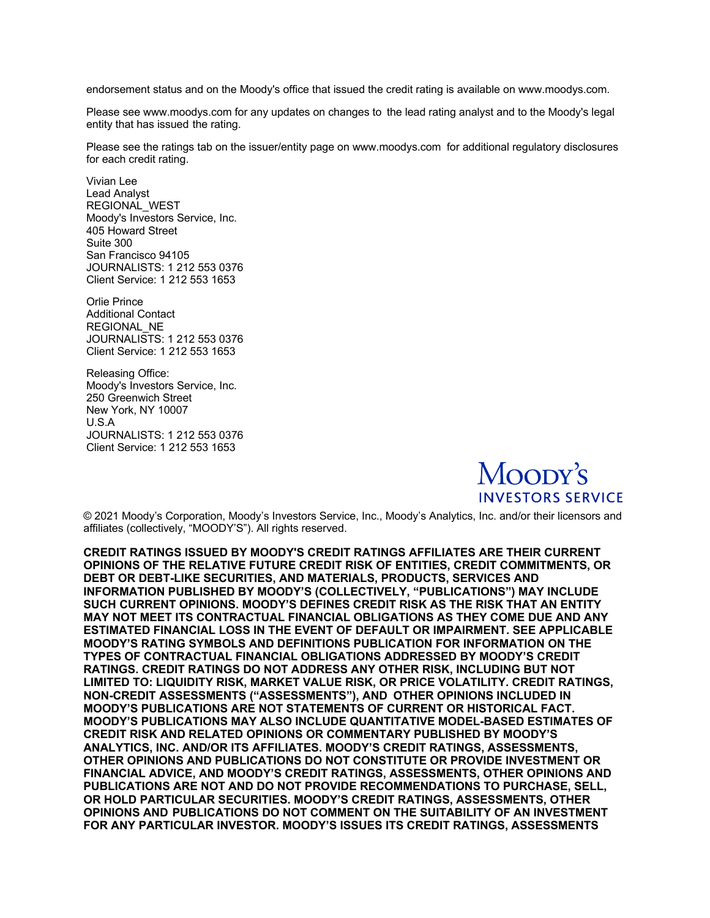endorsement status and on the Moody's office that issued the credit rating is available on www.moodys.com.

Please see www.moodys.com for any updates on changes to the lead rating analyst and to the Moody's legal entity that has issued the rating.

Please see the ratings tab on the issuer/entity page on www.moodys.com for additional regulatory disclosures for each credit rating.

Vivian Lee
Lead Analyst
REGIONAL_WEST
Moody's Investors Service, Inc.
405 Howard Street
Suite 300
San Francisco 94105
JOURNALISTS: 1 212 553 0376
Client Service: 1 212 553 1653

Orlie Prince
Additional Contact
REGIONAL_NE
JOURNALISTS: 1 212 553 0376
Client Service: 1 212 553 1653

Releasing Office:
Moody's Investors Service, Inc.
250 Greenwich Street
New York, NY 10007
U.S.A
JOURNALISTS: 1 212 553 0376
Client Service: 1 212 553 1653

MOODY'S
INVESTORS SERVICE

© 2021 Moody's Corporation, Moody's Investors Service, Inc., Moody's Analytics, Inc. and/or their licensors and affiliates (collectively, "MOODY'S"). All rights reserved.

**CREDIT RATINGS ISSUED BY MOODY'S CREDIT RATINGS AFFILIATES ARE THEIR CURRENT OPINIONS OF THE RELATIVE FUTURE CREDIT RISK OF ENTITIES, CREDIT COMMITMENTS, OR DEBT OR DEBT-LIKE SECURITIES, AND MATERIALS, PRODUCTS, SERVICES AND INFORMATION PUBLISHED BY MOODY'S (COLLECTIVELY, "PUBLICATIONS") MAY INCLUDE SUCH CURRENT OPINIONS. MOODY'S DEFINES CREDIT RISK AS THE RISK THAT AN ENTITY MAY NOT MEET ITS CONTRACTUAL FINANCIAL OBLIGATIONS AS THEY COME DUE AND ANY ESTIMATED FINANCIAL LOSS IN THE EVENT OF DEFAULT OR IMPAIRMENT. SEE APPLICABLE MOODY'S RATING SYMBOLS AND DEFINITIONS PUBLICATION FOR INFORMATION ON THE TYPES OF CONTRACTUAL FINANCIAL OBLIGATIONS ADDRESSED BY MOODY'S CREDIT RATINGS. CREDIT RATINGS DO NOT ADDRESS ANY OTHER RISK, INCLUDING BUT NOT LIMITED TO: LIQUIDITY RISK, MARKET VALUE RISK, OR PRICE VOLATILITY. CREDIT RATINGS, NON-CREDIT ASSESSMENTS ("ASSESSMENTS"), AND OTHER OPINIONS INCLUDED IN MOODY'S PUBLICATIONS ARE NOT STATEMENTS OF CURRENT OR HISTORICAL FACT. MOODY'S PUBLICATIONS MAY ALSO INCLUDE QUANTITATIVE MODEL-BASED ESTIMATES OF CREDIT RISK AND RELATED OPINIONS OR COMMENTARY PUBLISHED BY MOODY'S ANALYTICS, INC. AND/OR ITS AFFILIATES. MOODY'S CREDIT RATINGS, ASSESSMENTS, OTHER OPINIONS AND PUBLICATIONS DO NOT CONSTITUTE OR PROVIDE INVESTMENT OR FINANCIAL ADVICE, AND MOODY'S CREDIT RATINGS, ASSESSMENTS, OTHER OPINIONS AND PUBLICATIONS ARE NOT AND DO NOT PROVIDE RECOMMENDATIONS TO PURCHASE, SELL, OR HOLD PARTICULAR SECURITIES. MOODY'S CREDIT RATINGS, ASSESSMENTS, OTHER OPINIONS AND PUBLICATIONS DO NOT COMMENT ON THE SUITABILITY OF AN INVESTMENT FOR ANY PARTICULAR INVESTOR. MOODY'S ISSUES ITS CREDIT RATINGS, ASSESSMENTS**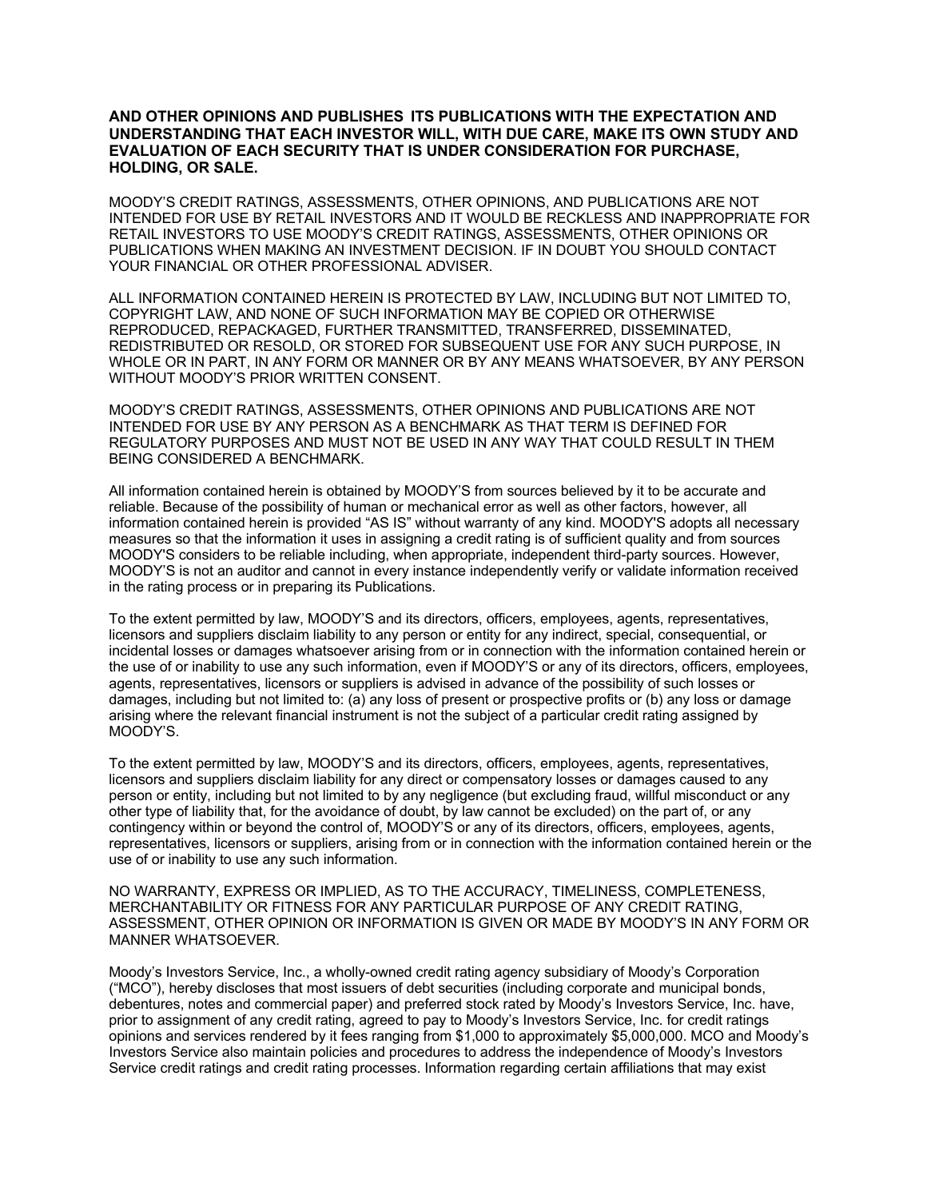**AND OTHER OPINIONS AND PUBLISHES ITS PUBLICATIONS WITH THE EXPECTATION AND UNDERSTANDING THAT EACH INVESTOR WILL, WITH DUE CARE, MAKE ITS OWN STUDY AND EVALUATION OF EACH SECURITY THAT IS UNDER CONSIDERATION FOR PURCHASE, HOLDING, OR SALE.**

MOODY'S CREDIT RATINGS, ASSESSMENTS, OTHER OPINIONS, AND PUBLICATIONS ARE NOT INTENDED FOR USE BY RETAIL INVESTORS AND IT WOULD BE RECKLESS AND INAPPROPRIATE FOR RETAIL INVESTORS TO USE MOODY'S CREDIT RATINGS, ASSESSMENTS, OTHER OPINIONS OR PUBLICATIONS WHEN MAKING AN INVESTMENT DECISION. IF IN DOUBT YOU SHOULD CONTACT YOUR FINANCIAL OR OTHER PROFESSIONAL ADVISER.

ALL INFORMATION CONTAINED HEREIN IS PROTECTED BY LAW, INCLUDING BUT NOT LIMITED TO, COPYRIGHT LAW, AND NONE OF SUCH INFORMATION MAY BE COPIED OR OTHERWISE REPRODUCED, REPACKAGED, FURTHER TRANSMITTED, TRANSFERRED, DISSEMINATED, REDISTRIBUTED OR RESOLD, OR STORED FOR SUBSEQUENT USE FOR ANY SUCH PURPOSE, IN WHOLE OR IN PART, IN ANY FORM OR MANNER OR BY ANY MEANS WHATSOEVER, BY ANY PERSON WITHOUT MOODY'S PRIOR WRITTEN CONSENT.

MOODY'S CREDIT RATINGS, ASSESSMENTS, OTHER OPINIONS AND PUBLICATIONS ARE NOT INTENDED FOR USE BY ANY PERSON AS A BENCHMARK AS THAT TERM IS DEFINED FOR REGULATORY PURPOSES AND MUST NOT BE USED IN ANY WAY THAT COULD RESULT IN THEM BEING CONSIDERED A BENCHMARK.

All information contained herein is obtained by MOODY'S from sources believed by it to be accurate and reliable. Because of the possibility of human or mechanical error as well as other factors, however, all information contained herein is provided "AS IS" without warranty of any kind. MOODY'S adopts all necessary measures so that the information it uses in assigning a credit rating is of sufficient quality and from sources MOODY'S considers to be reliable including, when appropriate, independent third-party sources. However, MOODY'S is not an auditor and cannot in every instance independently verify or validate information received in the rating process or in preparing its Publications.

To the extent permitted by law, MOODY'S and its directors, officers, employees, agents, representatives, licensors and suppliers disclaim liability to any person or entity for any indirect, special, consequential, or incidental losses or damages whatsoever arising from or in connection with the information contained herein or the use of or inability to use any such information, even if MOODY'S or any of its directors, officers, employees, agents, representatives, licensors or suppliers is advised in advance of the possibility of such losses or damages, including but not limited to: (a) any loss of present or prospective profits or (b) any loss or damage arising where the relevant financial instrument is not the subject of a particular credit rating assigned by MOODY'S.

To the extent permitted by law, MOODY'S and its directors, officers, employees, agents, representatives, licensors and suppliers disclaim liability for any direct or compensatory losses or damages caused to any person or entity, including but not limited to by any negligence (but excluding fraud, willful misconduct or any other type of liability that, for the avoidance of doubt, by law cannot be excluded) on the part of, or any contingency within or beyond the control of, MOODY'S or any of its directors, officers, employees, agents, representatives, licensors or suppliers, arising from or in connection with the information contained herein or the use of or inability to use any such information.

NO WARRANTY, EXPRESS OR IMPLIED, AS TO THE ACCURACY, TIMELINESS, COMPLETENESS, MERCHANTABILITY OR FITNESS FOR ANY PARTICULAR PURPOSE OF ANY CREDIT RATING, ASSESSMENT, OTHER OPINION OR INFORMATION IS GIVEN OR MADE BY MOODY'S IN ANY FORM OR MANNER WHATSOEVER.

Moody's Investors Service, Inc., a wholly-owned credit rating agency subsidiary of Moody's Corporation ("MCO"), hereby discloses that most issuers of debt securities (including corporate and municipal bonds, debentures, notes and commercial paper) and preferred stock rated by Moody's Investors Service, Inc. have, prior to assignment of any credit rating, agreed to pay to Moody's Investors Service, Inc. for credit ratings opinions and services rendered by it fees ranging from $1,000 to approximately $5,000,000. MCO and Moody's Investors Service also maintain policies and procedures to address the independence of Moody's Investors Service credit ratings and credit rating processes. Information regarding certain affiliations that may exist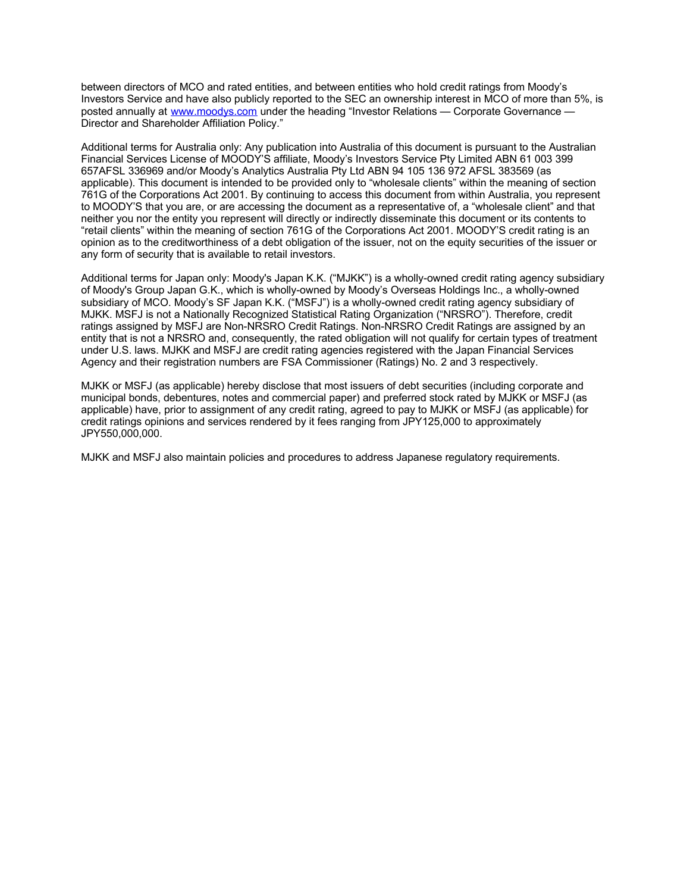between directors of MCO and rated entities, and between entities who hold credit ratings from Moody's Investors Service and have also publicly reported to the SEC an ownership interest in MCO of more than 5%, is posted annually at [www.moodys.com](http://www.moodys.com) under the heading "Investor Relations — Corporate Governance — Director and Shareholder Affiliation Policy."

Additional terms for Australia only: Any publication into Australia of this document is pursuant to the Australian Financial Services License of MOODY'S affiliate, Moody's Investors Service Pty Limited ABN 61 003 399 657AFSL 336969 and/or Moody's Analytics Australia Pty Ltd ABN 94 105 136 972 AFSL 383569 (as applicable). This document is intended to be provided only to "wholesale clients" within the meaning of section 761G of the Corporations Act 2001. By continuing to access this document from within Australia, you represent to MOODY'S that you are, or are accessing the document as a representative of, a "wholesale client" and that neither you nor the entity you represent will directly or indirectly disseminate this document or its contents to "retail clients" within the meaning of section 761G of the Corporations Act 2001. MOODY'S credit rating is an opinion as to the creditworthiness of a debt obligation of the issuer, not on the equity securities of the issuer or any form of security that is available to retail investors.

Additional terms for Japan only: Moody's Japan K.K. ("MJKK") is a wholly-owned credit rating agency subsidiary of Moody's Group Japan G.K., which is wholly-owned by Moody's Overseas Holdings Inc., a wholly-owned subsidiary of MCO. Moody's SF Japan K.K. ("MSFJ") is a wholly-owned credit rating agency subsidiary of MJKK. MSFJ is not a Nationally Recognized Statistical Rating Organization ("NRSRO"). Therefore, credit ratings assigned by MSFJ are Non-NRSRO Credit Ratings. Non-NRSRO Credit Ratings are assigned by an entity that is not a NRSRO and, consequently, the rated obligation will not qualify for certain types of treatment under U.S. laws. MJKK and MSFJ are credit rating agencies registered with the Japan Financial Services Agency and their registration numbers are FSA Commissioner (Ratings) No. 2 and 3 respectively.

MJKK or MSFJ (as applicable) hereby disclose that most issuers of debt securities (including corporate and municipal bonds, debentures, notes and commercial paper) and preferred stock rated by MJKK or MSFJ (as applicable) have, prior to assignment of any credit rating, agreed to pay to MJKK or MSFJ (as applicable) for credit ratings opinions and services rendered by it fees ranging from JPY125,000 to approximately JPY550,000,000.

MJKK and MSFJ also maintain policies and procedures to address Japanese regulatory requirements.